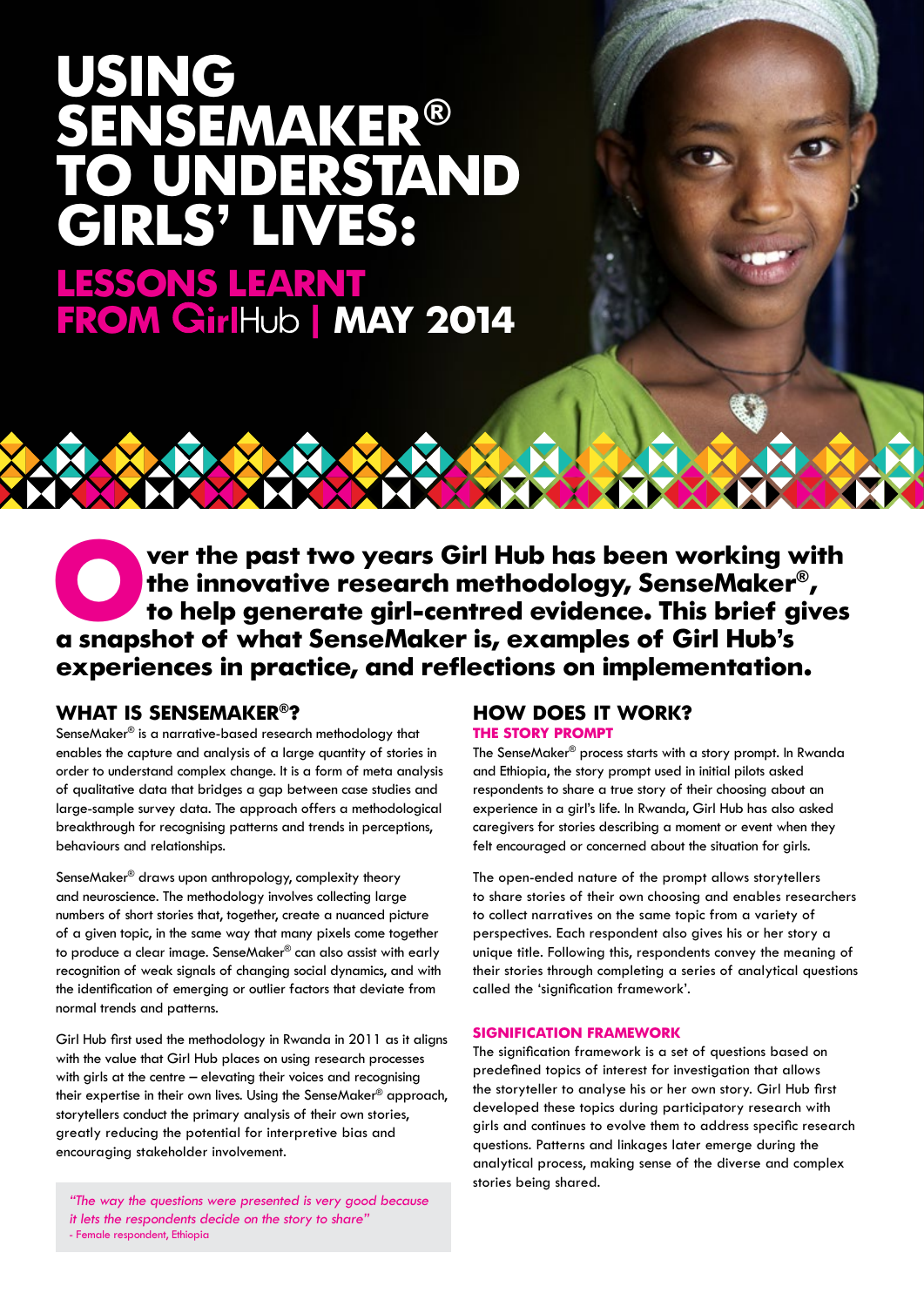# USING SENSEMAKER® TO UNDERSTAND GIRLS' LIVES:

## LESSONS LEARNT FROM GirlHub | MAY 2014

**Over the past two years Girl Hub has been working with the innovative research methodology, SenseMaker®, to help generate girl-centred evidence. This brief gives a snapshot of what SenseMaker is, examples of Girl Hub's experiences in practice, and reflections on implementation.**

## WHAT IS SENSEMAKER®?

SenseMaker® is a narrative-based research methodology that enables the capture and analysis of a large quantity of stories in order to understand complex change. It is a form of meta analysis of qualitative data that bridges a gap between case studies and large-sample survey data. The approach offers a methodological breakthrough for recognising patterns and trends in perceptions, behaviours and relationships.

SenseMaker® draws upon anthropology, complexity theory and neuroscience. The methodology involves collecting large numbers of short stories that, together, create a nuanced picture of a given topic, in the same way that many pixels come together to produce a clear image. SenseMaker® can also assist with early recognition of weak signals of changing social dynamics, and with the identification of emerging or outlier factors that deviate from normal trends and patterns.

Girl Hub first used the methodology in Rwanda in 2011 as it aligns with the value that Girl Hub places on using research processes with girls at the centre – elevating their voices and recognising their expertise in their own lives. Using the SenseMaker® approach, storytellers conduct the primary analysis of their own stories, greatly reducing the potential for interpretive bias and encouraging stakeholder involvement.

> *"The way the questions were presented is very good because it lets the respondents decide on the story to share"*
> - Female respondent, Ethiopia

## HOW DOES IT WORK?

### THE STORY PROMPT

The SenseMaker® process starts with a story prompt. In Rwanda and Ethiopia, the story prompt used in initial pilots asked respondents to share a true story of their choosing about an experience in a girl's life. In Rwanda, Girl Hub has also asked caregivers for stories describing a moment or event when they felt encouraged or concerned about the situation for girls.

The open-ended nature of the prompt allows storytellers to share stories of their own choosing and enables researchers to collect narratives on the same topic from a variety of perspectives. Each respondent also gives his or her story a unique title. Following this, respondents convey the meaning of their stories through completing a series of analytical questions called the 'signification framework'.

### SIGNIFICATION FRAMEWORK

The signification framework is a set of questions based on predefined topics of interest for investigation that allows the storyteller to analyse his or her own story. Girl Hub first developed these topics during participatory research with girls and continues to evolve them to address specific research questions. Patterns and linkages later emerge during the analytical process, making sense of the diverse and complex stories being shared.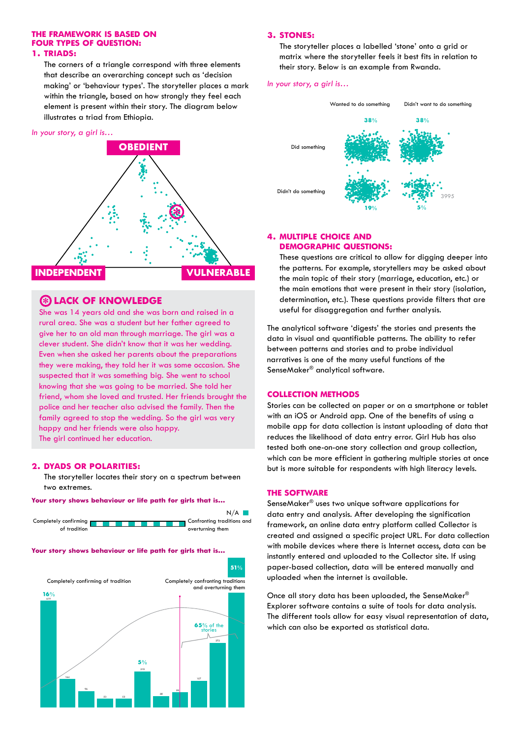**THE FRAMEWORK IS BASED ON FOUR TYPES OF QUESTION:**

### 1. TRIADS:

The corners of a triangle correspond with three elements that describe an overarching concept such as 'decision making' or 'behaviour types'. The storyteller places a mark within the triangle, based on how strongly they feel each element is present within their story. The diagram below illustrates a triad from Ethiopia.

*In your story, a girl is…*

OBEDIENT

INDEPENDENT

VULNERABLE

### LACK OF KNOWLEDGE

She was 14 years old and she was born and raised in a rural area. She was a student but her father agreed to give her to an old man through marriage. The girl was a clever student. She didn't know that it was her wedding. Even when she asked her parents about the preparations they were making, they told her it was some occasion. She suspected that it was something big. She went to school knowing that she was going to be married. She told her friend, whom she loved and trusted. Her friends brought the police and her teacher also advised the family. Then the family agreed to stop the wedding. So the girl was very happy and her friends were also happy.
The girl continued her education.

### 2. DYADS OR POLARITIES:

The storyteller locates their story on a spectrum between two extremes.

**Your story shows behaviour or life path for girls that is…**

N/A

Completely confirming of tradition — Confronting traditions and overturning them

**Your story shows behaviour or life path for girls that is…**

Completely confirming of tradition — Completely confronting traditions and overturning them

16% (619) · 164 · 96 · 53 · 53 · 5% (210) · 68 · 99 · 157 · 372 · 51%

65% of the stories

### 3. STONES:

The storyteller places a labelled 'stone' onto a grid or matrix where the storyteller feels it best fits in relation to their story. Below is an example from Rwanda.

*In your story, a girl is…*

| | Wanted to do something | Didn't want to do something |
|---|---|---|
| Did something | 38% | 38% |
| Didn't do something | 19% | 5% |

3995

### 4. MULTIPLE CHOICE AND DEMOGRAPHIC QUESTIONS:

These questions are critical to allow for digging deeper into the patterns. For example, storytellers may be asked about the main topic of their story (marriage, education, etc.) or the main emotions that were present in their story (isolation, determination, etc.). These questions provide filters that are useful for disaggregation and further analysis.

The analytical software 'digests' the stories and presents the data in visual and quantifiable patterns. The ability to refer between patterns and stories and to probe individual narratives is one of the many useful functions of the SenseMaker® analytical software.

### COLLECTION METHODS

Stories can be collected on paper or on a smartphone or tablet with an iOS or Android app. One of the benefits of using a mobile app for data collection is instant uploading of data that reduces the likelihood of data entry error. Girl Hub has also tested both one-on-one story collection and group collection, which can be more efficient in gathering multiple stories at once but is more suitable for respondents with high literacy levels.

### THE SOFTWARE

SenseMaker® uses two unique software applications for data entry and analysis. After developing the signification framework, an online data entry platform called Collector is created and assigned a specific project URL. For data collection with mobile devices where there is Internet access, data can be instantly entered and uploaded to the Collector site. If using paper-based collection, data will be entered manually and uploaded when the internet is available.

Once all story data has been uploaded, the SenseMaker® Explorer software contains a suite of tools for data analysis. The different tools allow for easy visual representation of data, which can also be exported as statistical data.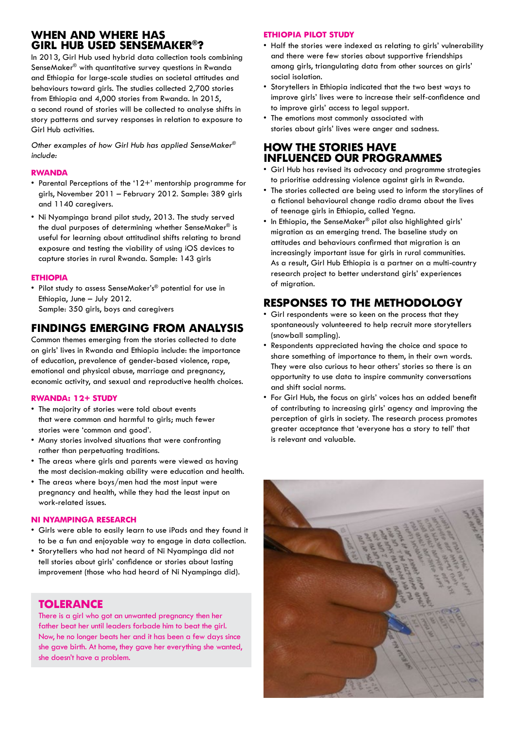## WHEN AND WHERE HAS GIRL HUB USED SENSEMAKER®?

In 2013, Girl Hub used hybrid data collection tools combining SenseMaker® with quantitative survey questions in Rwanda and Ethiopia for large-scale studies on societal attitudes and behaviours toward girls. The studies collected 2,700 stories from Ethiopia and 4,000 stories from Rwanda. In 2015, a second round of stories will be collected to analyse shifts in story patterns and survey responses in relation to exposure to Girl Hub activities.

*Other examples of how Girl Hub has applied SenseMaker® include:*

### RWANDA

- Parental Perceptions of the '12+' mentorship programme for girls, November 2011 – February 2012. Sample: 389 girls and 1140 caregivers.
- Ni Nyampinga brand pilot study, 2013. The study served the dual purposes of determining whether SenseMaker® is useful for learning about attitudinal shifts relating to brand exposure and testing the viability of using iOS devices to capture stories in rural Rwanda. Sample: 143 girls

### ETHIOPIA

- Pilot study to assess SenseMaker's® potential for use in Ethiopia, June – July 2012.
  Sample: 350 girls, boys and caregivers

## FINDINGS EMERGING FROM ANALYSIS

Common themes emerging from the stories collected to date on girls' lives in Rwanda and Ethiopia include: the importance of education, prevalence of gender-based violence, rape, emotional and physical abuse, marriage and pregnancy, economic activity, and sexual and reproductive health choices.

### RWANDA: 12+ STUDY

- The majority of stories were told about events that were common and harmful to girls; much fewer stories were 'common and good'.
- Many stories involved situations that were confronting rather than perpetuating traditions.
- The areas where girls and parents were viewed as having the most decision-making ability were education and health.
- The areas where boys/men had the most input were pregnancy and health, while they had the least input on work-related issues.

### NI NYAMPINGA RESEARCH

- Girls were able to easily learn to use iPads and they found it to be a fun and enjoyable way to engage in data collection.
- Storytellers who had not heard of Ni Nyampinga did not tell stories about girls' confidence or stories about lasting improvement (those who had heard of Ni Nyampinga did).

### TOLERANCE

There is a girl who got an unwanted pregnancy then her father beat her until leaders forbade him to beat the girl. Now, he no longer beats her and it has been a few days since she gave birth. At home, they gave her everything she wanted, she doesn't have a problem.

### ETHIOPIA PILOT STUDY

- Half the stories were indexed as relating to girls' vulnerability and there were few stories about supportive friendships among girls, triangulating data from other sources on girls' social isolation.
- Storytellers in Ethiopia indicated that the two best ways to improve girls' lives were to increase their self-confidence and to improve girls' access to legal support.
- The emotions most commonly associated with stories about girls' lives were anger and sadness.

## HOW THE STORIES HAVE INFLUENCED OUR PROGRAMMES

- Girl Hub has revised its advocacy and programme strategies to prioritise addressing violence against girls in Rwanda.
- The stories collected are being used to inform the storylines of a fictional behavioural change radio drama about the lives of teenage girls in Ethiopia, called Yegna.
- In Ethiopia, the SenseMaker® pilot also highlighted girls' migration as an emerging trend. The baseline study on attitudes and behaviours confirmed that migration is an increasingly important issue for girls in rural communities. As a result, Girl Hub Ethiopia is a partner on a multi-country research project to better understand girls' experiences of migration.

## RESPONSES TO THE METHODOLOGY

- Girl respondents were so keen on the process that they spontaneously volunteered to help recruit more storytellers (snowball sampling).
- Respondents appreciated having the choice and space to share something of importance to them, in their own words. They were also curious to hear others' stories so there is an opportunity to use data to inspire community conversations and shift social norms.
- For Girl Hub, the focus on girls' voices has an added benefit of contributing to increasing girls' agency and improving the perception of girls in society. The research process promotes greater acceptance that 'everyone has a story to tell' that is relevant and valuable.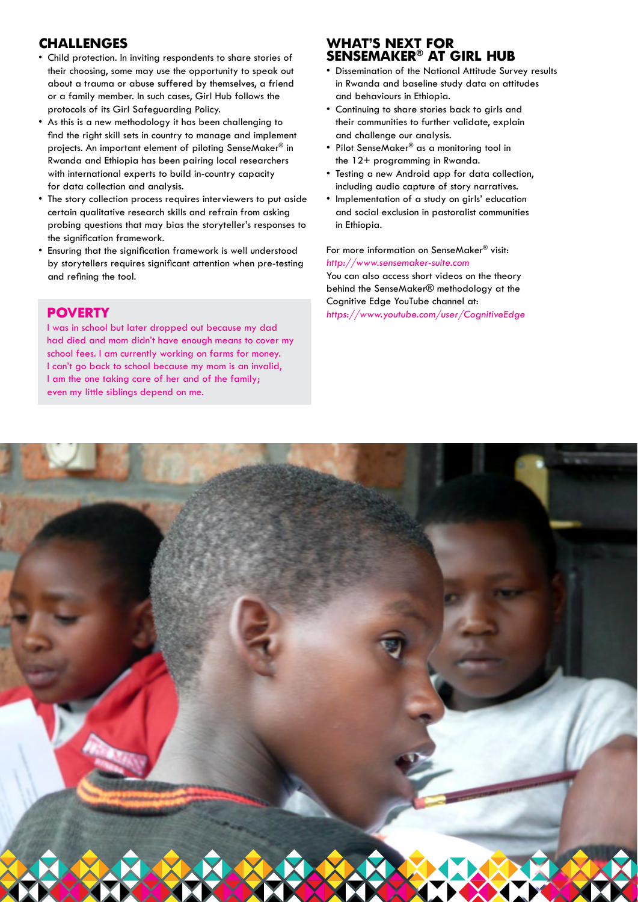## CHALLENGES

- Child protection. In inviting respondents to share stories of their choosing, some may use the opportunity to speak out about a trauma or abuse suffered by themselves, a friend or a family member. In such cases, Girl Hub follows the protocols of its Girl Safeguarding Policy.
- As this is a new methodology it has been challenging to find the right skill sets in country to manage and implement projects. An important element of piloting SenseMaker® in Rwanda and Ethiopia has been pairing local researchers with international experts to build in-country capacity for data collection and analysis.
- The story collection process requires interviewers to put aside certain qualitative research skills and refrain from asking probing questions that may bias the storyteller's responses to the signification framework.
- Ensuring that the signification framework is well understood by storytellers requires significant attention when pre-testing and refining the tool.

### POVERTY

I was in school but later dropped out because my dad had died and mom didn't have enough means to cover my school fees. I am currently working on farms for money. I can't go back to school because my mom is an invalid, I am the one taking care of her and of the family; even my little siblings depend on me.

## WHAT'S NEXT FOR SENSEMAKER® AT GIRL HUB

- Dissemination of the National Attitude Survey results in Rwanda and baseline study data on attitudes and behaviours in Ethiopia.
- Continuing to share stories back to girls and their communities to further validate, explain and challenge our analysis.
- Pilot SenseMaker® as a monitoring tool in the 12+ programming in Rwanda.
- Testing a new Android app for data collection, including audio capture of story narratives.
- Implementation of a study on girls' education and social exclusion in pastoralist communities in Ethiopia.

For more information on SenseMaker® visit:
*http://www.sensemaker-suite.com*

You can also access short videos on the theory behind the SenseMaker® methodology at the Cognitive Edge YouTube channel at:
*https://www.youtube.com/user/CognitiveEdge*